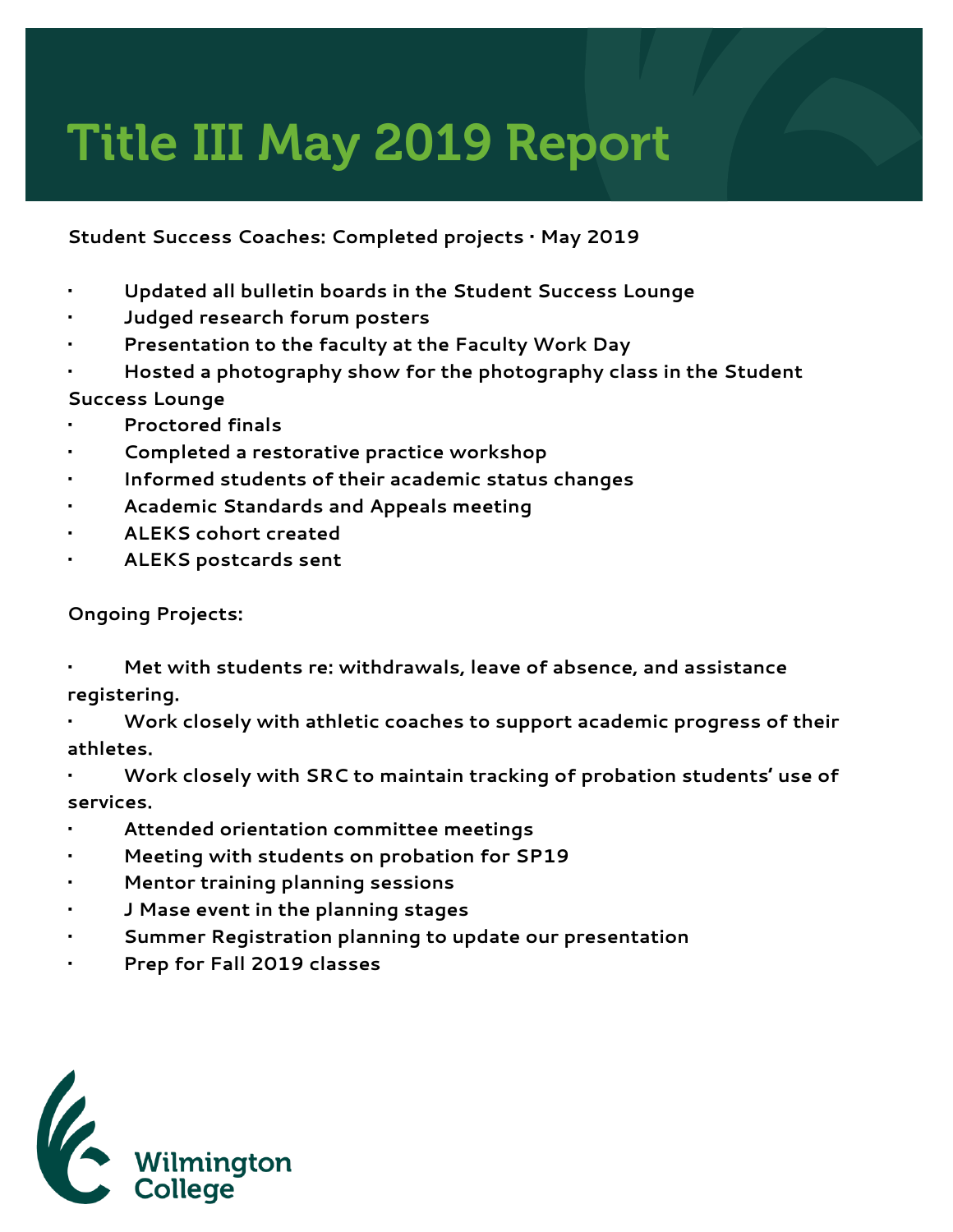# Title III May 2019 Report

**Student Success Coaches: Completed projects · May 2019**

- Updated all bulletin boards in the Student Success Lounge
- Judged research forum posters
- Presentation to the faculty at the Faculty Work Day
- Hosted a photography show for the photography class in the Student Success Lounge
- Proctored finals
- Completed a restorative practice workshop
- Informed students of their academic status changes
- Academic Standards and Appeals meeting
- ALEKS cohort created
- ALEKS postcards sent

**Ongoing Projects:**

- Met with students re: withdrawals, leave of absence, and assistance registering.
- Work closely with athletic coaches to support academic progress of their athletes.
- Work closely with SRC to maintain tracking of probation students' use of services.
- Attended orientation committee meetings
- Meeting with students on probation for SP19
- Mentor training planning sessions
- J Mase event in the planning stages
- Summer Registration planning to update our presentation
- Prep for Fall 2019 classes

Wilmington College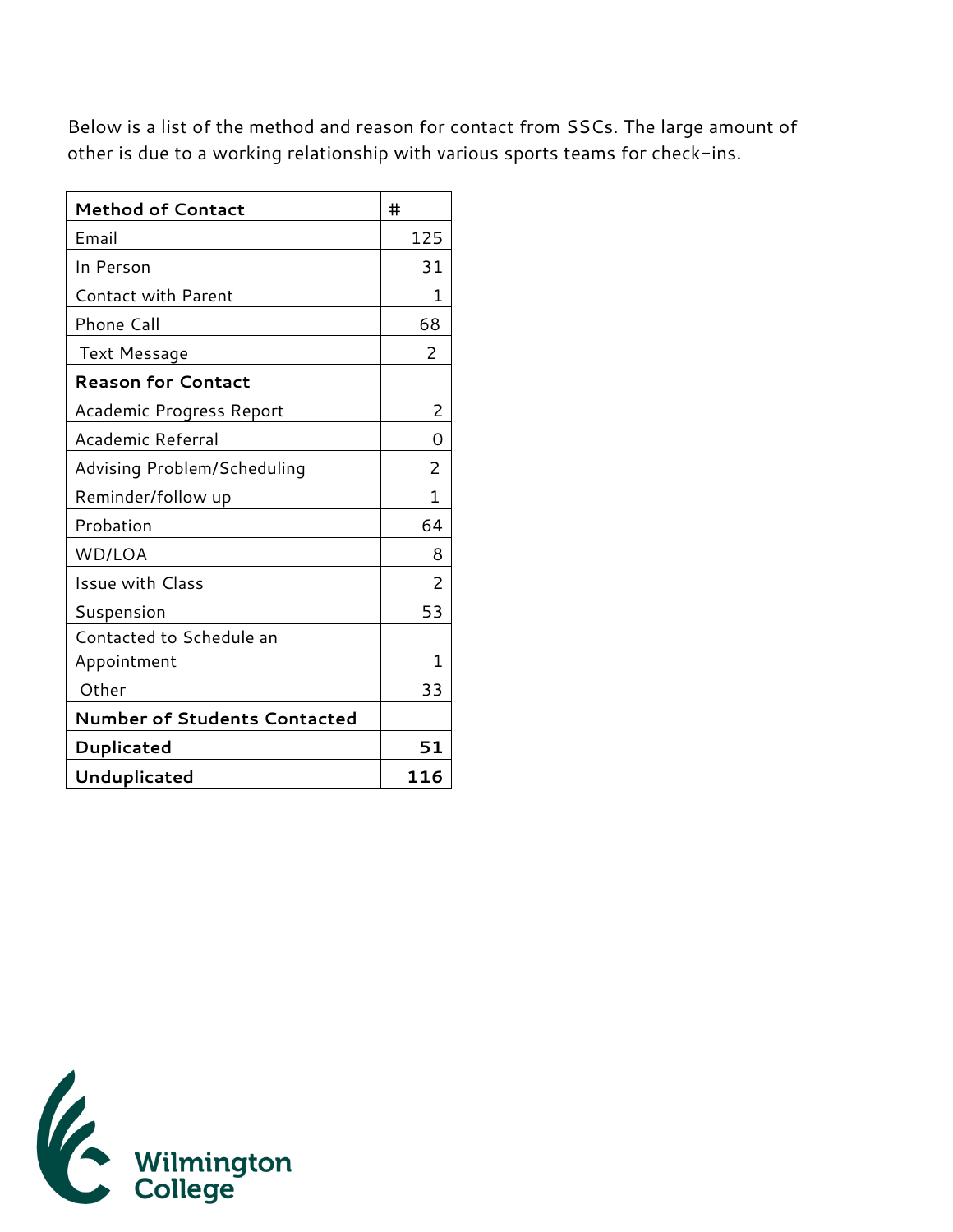Below is a list of the method and reason for contact from SSCs. The large amount of other is due to a working relationship with various sports teams for check-ins.

| **Method of Contact** | # |
|---|---|
| Email | 125 |
| In Person | 31 |
| Contact with Parent | 1 |
| Phone Call | 68 |
| Text Message | 2 |
| **Reason for Contact** | |
| Academic Progress Report | 2 |
| Academic Referral | 0 |
| Advising Problem/Scheduling | 2 |
| Reminder/follow up | 1 |
| Probation | 64 |
| WD/LOA | 8 |
| Issue with Class | 2 |
| Suspension | 53 |
| Contacted to Schedule an Appointment | 1 |
| Other | 33 |
| **Number of Students Contacted** | |
| **Duplicated** | **51** |
| **Unduplicated** | **116** |

Wilmington College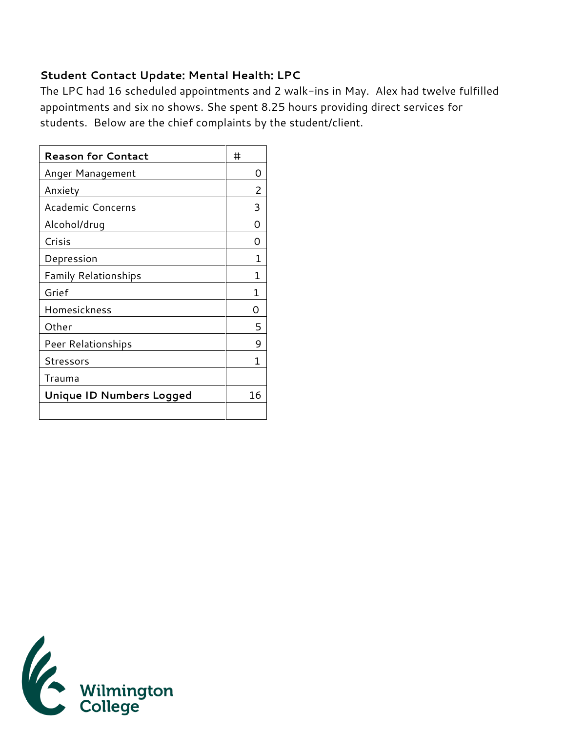**Student Contact Update: Mental Health: LPC**

The LPC had 16 scheduled appointments and 2 walk-ins in May. Alex had twelve fulfilled appointments and six no shows. She spent 8.25 hours providing direct services for students. Below are the chief complaints by the student/client.

| **Reason for Contact** | # |
|---|---|
| Anger Management | 0 |
| Anxiety | 2 |
| Academic Concerns | 3 |
| Alcohol/drug | 0 |
| Crisis | 0 |
| Depression | 1 |
| Family Relationships | 1 |
| Grief | 1 |
| Homesickness | 0 |
| Other | 5 |
| Peer Relationships | 9 |
| Stressors | 1 |
| Trauma | |
| **Unique ID Numbers Logged** | 16 |
| | |

Wilmington College